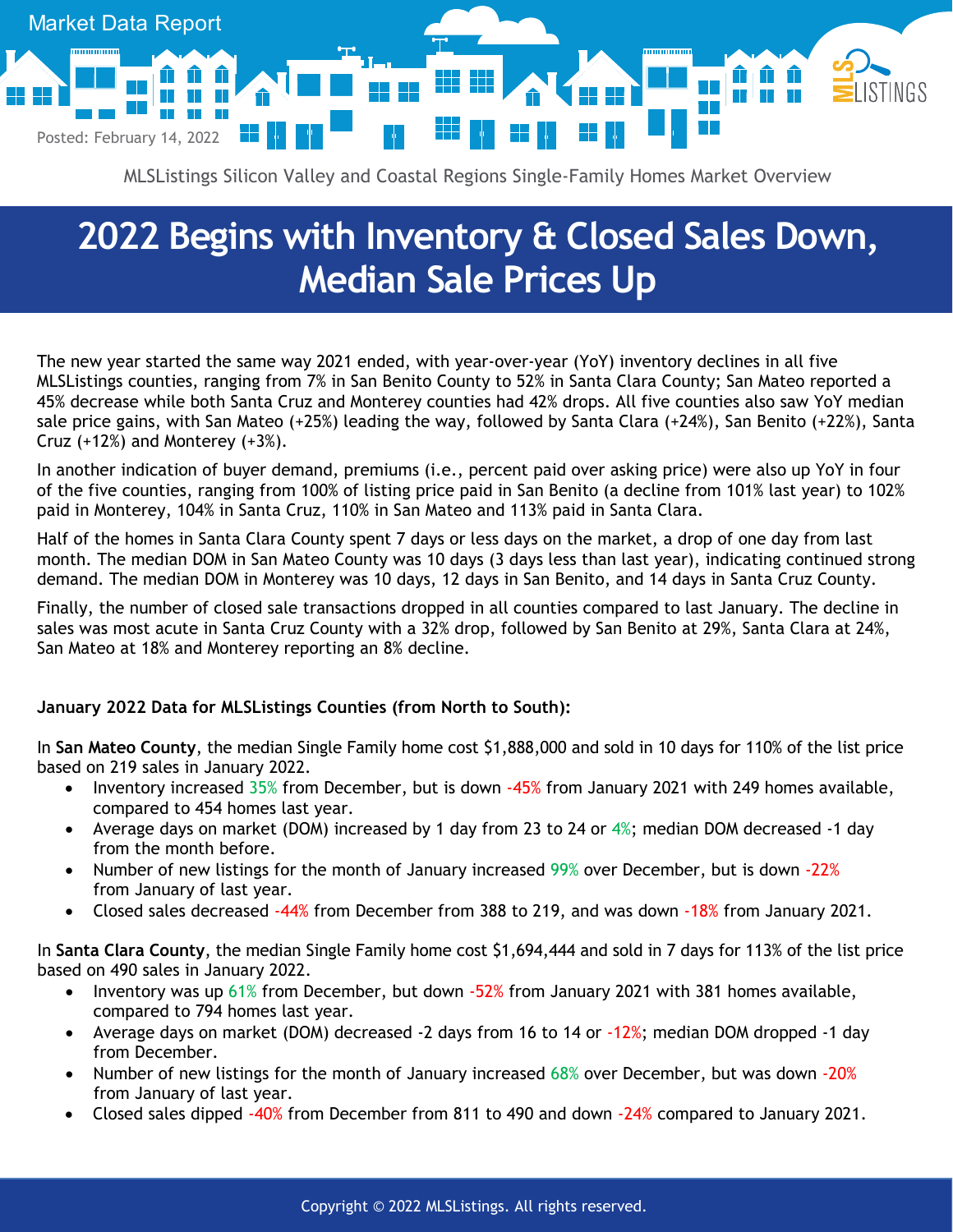Market Data Report

Posted: February 14, 2022

MLSListings Silicon Valley and Coastal Regions Single-Family Homes Market Overview

# 2022 Begins with Inventory & Closed Sales Down, Median Sale Prices Up

The new year started the same way 2021 ended, with year-over-year (YoY) inventory declines in all five MLSListings counties, ranging from 7% in San Benito County to 52% in Santa Clara County; San Mateo reported a 45% decrease while both Santa Cruz and Monterey counties had 42% drops. All five counties also saw YoY median sale price gains, with San Mateo (+25%) leading the way, followed by Santa Clara (+24%), San Benito (+22%), Santa Cruz (+12%) and Monterey (+3%).

In another indication of buyer demand, premiums (i.e., percent paid over asking price) were also up YoY in four of the five counties, ranging from 100% of listing price paid in San Benito (a decline from 101% last year) to 102% paid in Monterey, 104% in Santa Cruz, 110% in San Mateo and 113% paid in Santa Clara.

Half of the homes in Santa Clara County spent 7 days or less days on the market, a drop of one day from last month. The median DOM in San Mateo County was 10 days (3 days less than last year), indicating continued strong demand. The median DOM in Monterey was 10 days, 12 days in San Benito, and 14 days in Santa Cruz County.

Finally, the number of closed sale transactions dropped in all counties compared to last January. The decline in sales was most acute in Santa Cruz County with a 32% drop, followed by San Benito at 29%, Santa Clara at 24%, San Mateo at 18% and Monterey reporting an 8% decline.

**January 2022 Data for MLSListings Counties (from North to South):**

In **San Mateo County**, the median Single Family home cost $1,888,000 and sold in 10 days for 110% of the list price based on 219 sales in January 2022.

- Inventory increased 35% from December, but is down -45% from January 2021 with 249 homes available, compared to 454 homes last year.
- Average days on market (DOM) increased by 1 day from 23 to 24 or 4%; median DOM decreased -1 day from the month before.
- Number of new listings for the month of January increased 99% over December, but is down -22% from January of last year.
- Closed sales decreased -44% from December from 388 to 219, and was down -18% from January 2021.

In **Santa Clara County**, the median Single Family home cost $1,694,444 and sold in 7 days for 113% of the list price based on 490 sales in January 2022.

- Inventory was up 61% from December, but down -52% from January 2021 with 381 homes available, compared to 794 homes last year.
- Average days on market (DOM) decreased -2 days from 16 to 14 or -12%; median DOM dropped -1 day from December.
- Number of new listings for the month of January increased 68% over December, but was down -20% from January of last year.
- Closed sales dipped -40% from December from 811 to 490 and down -24% compared to January 2021.

Copyright © 2022 MLSListings. All rights reserved.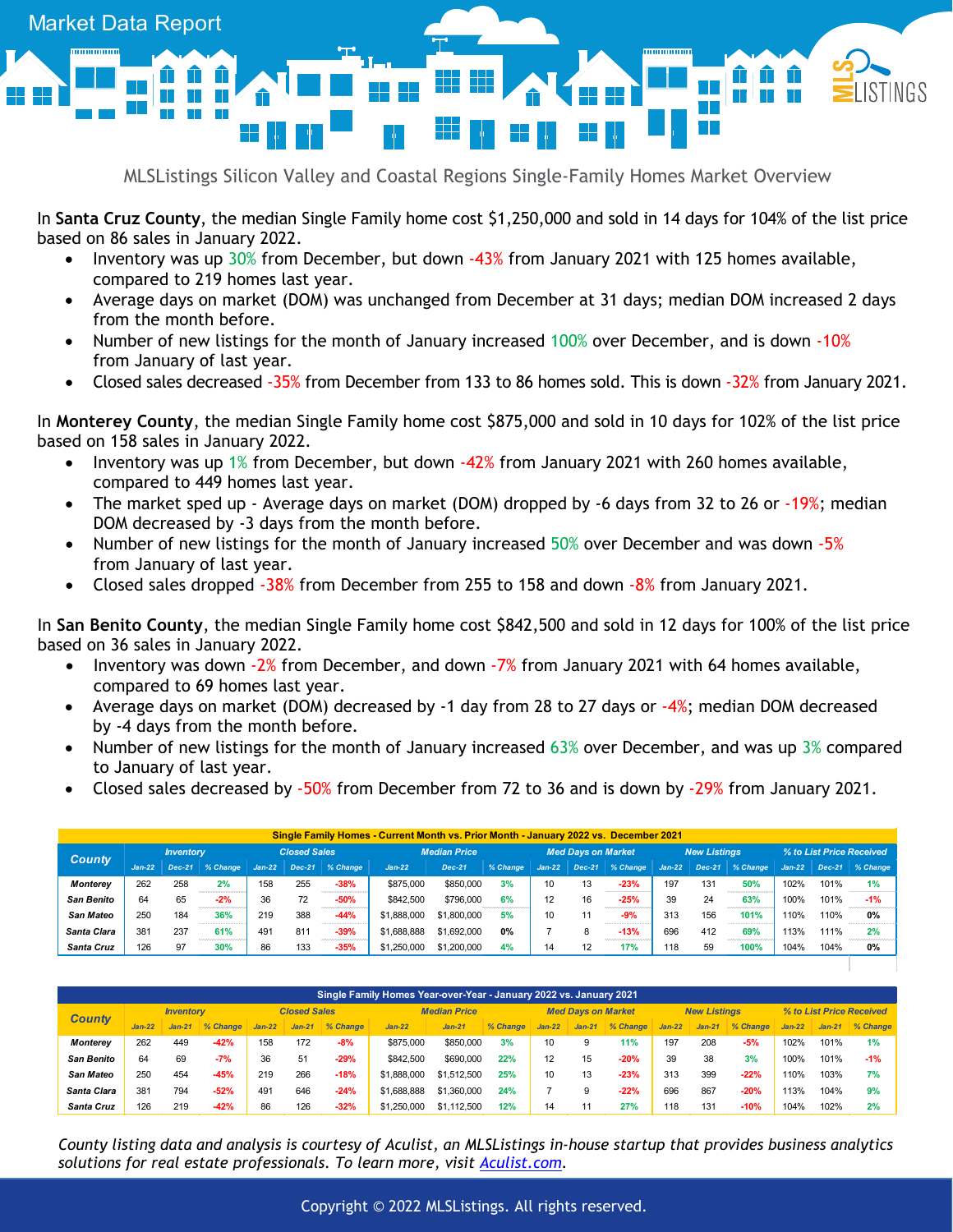# Market Data Report

MLSListings Silicon Valley and Coastal Regions Single-Family Homes Market Overview

In **Santa Cruz County**, the median Single Family home cost $1,250,000 and sold in 14 days for 104% of the list price based on 86 sales in January 2022.

- Inventory was up 30% from December, but down -43% from January 2021 with 125 homes available, compared to 219 homes last year.
- Average days on market (DOM) was unchanged from December at 31 days; median DOM increased 2 days from the month before.
- Number of new listings for the month of January increased 100% over December, and is down -10% from January of last year.
- Closed sales decreased -35% from December from 133 to 86 homes sold. This is down -32% from January 2021.

In **Monterey County**, the median Single Family home cost $875,000 and sold in 10 days for 102% of the list price based on 158 sales in January 2022.

- Inventory was up 1% from December, but down -42% from January 2021 with 260 homes available, compared to 449 homes last year.
- The market sped up - Average days on market (DOM) dropped by -6 days from 32 to 26 or -19%; median DOM decreased by -3 days from the month before.
- Number of new listings for the month of January increased 50% over December and was down -5% from January of last year.
- Closed sales dropped -38% from December from 255 to 158 and down -8% from January 2021.

In **San Benito County**, the median Single Family home cost $842,500 and sold in 12 days for 100% of the list price based on 36 sales in January 2022.

- Inventory was down -2% from December, and down -7% from January 2021 with 64 homes available, compared to 69 homes last year.
- Average days on market (DOM) decreased by -1 day from 28 to 27 days or -4%; median DOM decreased by -4 days from the month before.
- Number of new listings for the month of January increased 63% over December, and was up 3% compared to January of last year.
- Closed sales decreased by -50% from December from 72 to 36 and is down by -29% from January 2021.

**Single Family Homes - Current Month vs. Prior Month - January 2022 vs. December 2021**

| County | Inventory | | | Closed Sales | | | Median Price | | | Med Days on Market | | | New Listings | | | % to List Price Received | | |
|---|---|---|---|---|---|---|---|---|---|---|---|---|---|---|---|---|---|---|
| | Jan-22 | Dec-21 | % Change | Jan-22 | Dec-21 | % Change | Jan-22 | Dec-21 | % Change | Jan-22 | Dec-21 | % Change | Jan-22 | Dec-21 | % Change | Jan-22 | Dec-21 | % Change |
| Monterey | 262 | 258 | 2% | 158 | 255 | -38% | $875,000 | $850,000 | 3% | 10 | 13 | -23% | 197 | 131 | 50% | 102% | 101% | 1% |
| San Benito | 64 | 65 | -2% | 36 | 72 | -50% | $842,500 | $796,000 | 6% | 12 | 16 | -25% | 39 | 24 | 63% | 100% | 101% | -1% |
| San Mateo | 250 | 184 | 36% | 219 | 388 | -44% | $1,888,000 | $1,800,000 | 5% | 10 | 11 | -9% | 313 | 156 | 101% | 110% | 110% | 0% |
| Santa Clara | 381 | 237 | 61% | 491 | 811 | -39% | $1,688,888 | $1,692,000 | 0% | 7 | 8 | -13% | 696 | 412 | 69% | 113% | 111% | 2% |
| Santa Cruz | 126 | 97 | 30% | 86 | 133 | -35% | $1,250,000 | $1,200,000 | 4% | 14 | 12 | 17% | 118 | 59 | 100% | 104% | 104% | 0% |

**Single Family Homes Year-over-Year - January 2022 vs. January 2021**

| County | Inventory | | | Closed Sales | | | Median Price | | | Med Days on Market | | | New Listings | | | % to List Price Received | | |
|---|---|---|---|---|---|---|---|---|---|---|---|---|---|---|---|---|---|---|
| | Jan-22 | Jan-21 | % Change | Jan-22 | Jan-21 | % Change | Jan-22 | Jan-21 | % Change | Jan-22 | Jan-21 | % Change | Jan-22 | Jan-21 | % Change | Jan-22 | Jan-21 | % Change |
| Monterey | 262 | 449 | -42% | 158 | 172 | -8% | $875,000 | $850,000 | 3% | 10 | 9 | 11% | 197 | 208 | -5% | 102% | 101% | 1% |
| San Benito | 64 | 69 | -7% | 36 | 51 | -29% | $842,500 | $690,000 | 22% | 12 | 15 | -20% | 39 | 38 | 3% | 100% | 101% | -1% |
| San Mateo | 250 | 454 | -45% | 219 | 266 | -18% | $1,888,000 | $1,512,500 | 25% | 10 | 13 | -23% | 313 | 399 | -22% | 110% | 103% | 7% |
| Santa Clara | 381 | 794 | -52% | 491 | 646 | -24% | $1,688,888 | $1,360,000 | 24% | 7 | 9 | -22% | 696 | 867 | -20% | 113% | 104% | 9% |
| Santa Cruz | 126 | 219 | -42% | 86 | 126 | -32% | $1,250,000 | $1,112,500 | 12% | 14 | 11 | 27% | 118 | 131 | -10% | 104% | 102% | 2% |

*County listing data and analysis is courtesy of Aculist, an MLSListings in-house startup that provides business analytics solutions for real estate professionals. To learn more, visit Aculist.com.*

Copyright © 2022 MLSListings. All rights reserved.